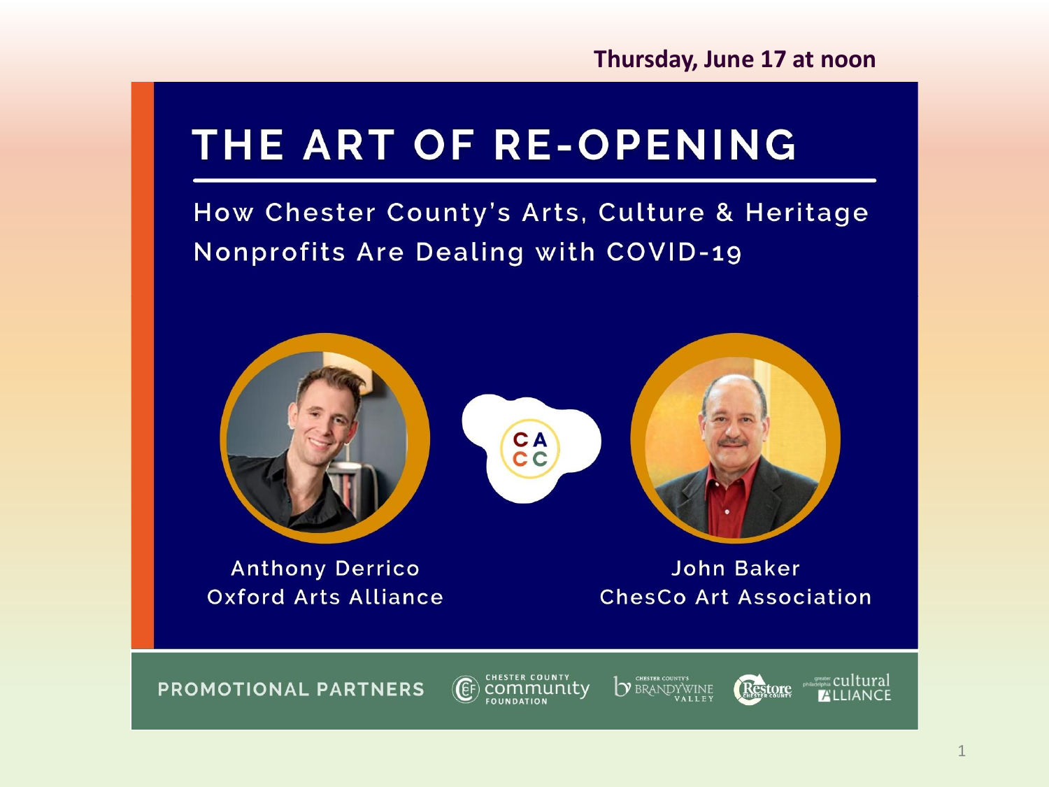**Thursday, June 17 at noon**

# THE ART OF RE-OPENING

## How Chester County's Arts, Culture & Heritage Nonprofits Are Dealing with COVID-19

CA
CC

Anthony Derrico
Oxford Arts Alliance

John Baker
ChesCo Art Association

PROMOTIONAL PARTNERS

CHESTER COUNTY community FOUNDATION

CHESTER COUNTY'S BRANDYWINE VALLEY

Restore CHESTER COUNTY

greater philadelphia cultural ALLIANCE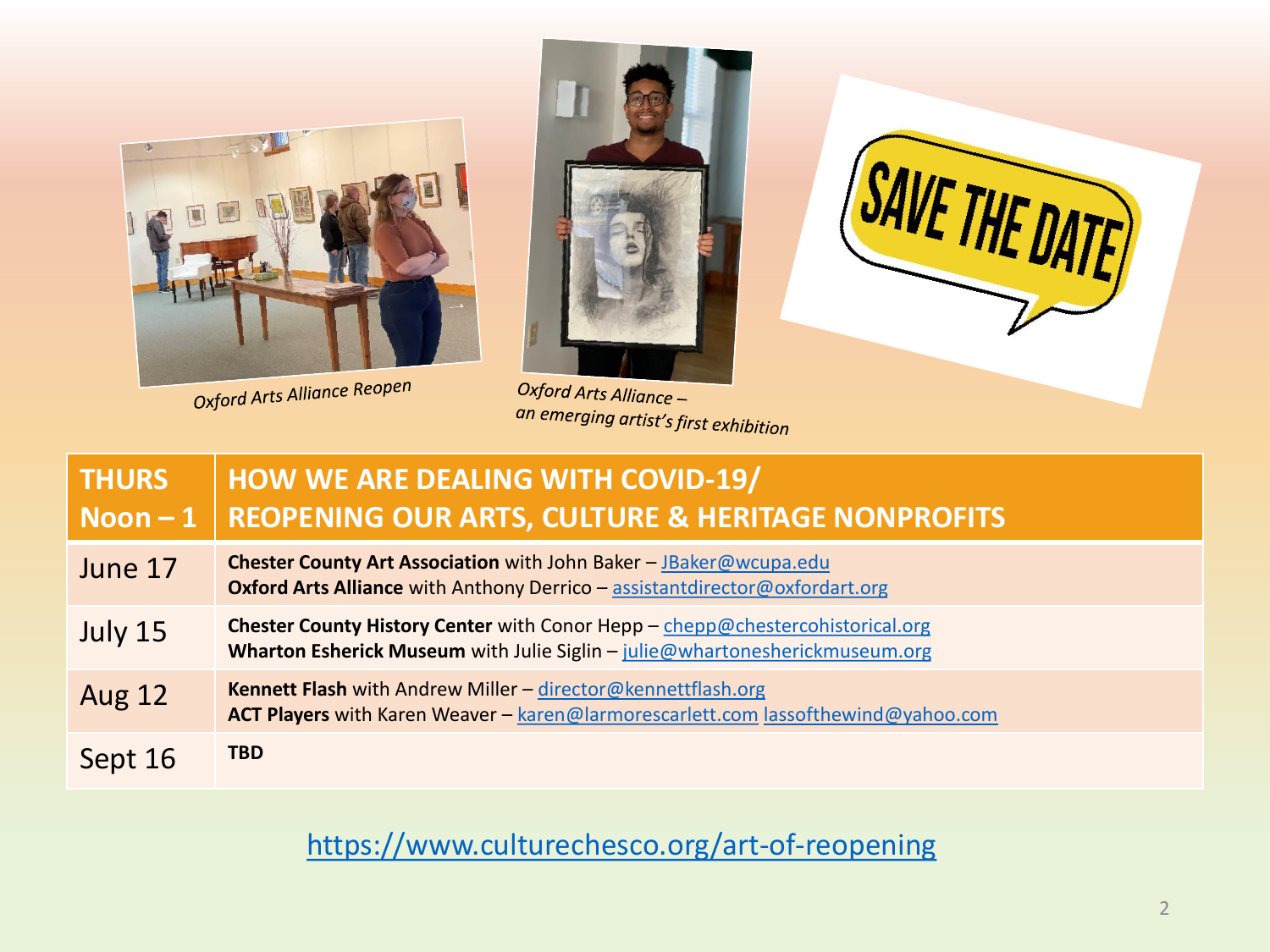*Oxford Arts Alliance Reopen*

*Oxford Arts Alliance – an emerging artist's first exhibition*

SAVE THE DATE

| THURS Noon – 1 | HOW WE ARE DEALING WITH COVID-19/ REOPENING OUR ARTS, CULTURE & HERITAGE NONPROFITS |
|---|---|
| June 17 | **Chester County Art Association** with John Baker – JBaker@wcupa.edu<br>**Oxford Arts Alliance** with Anthony Derrico – assistantdirector@oxfordart.org |
| July 15 | **Chester County History Center** with Conor Hepp – chepp@chestercohistorical.org<br>**Wharton Esherick Museum** with Julie Siglin – julie@whartonesherickmuseum.org |
| Aug 12 | **Kennett Flash** with Andrew Miller – director@kennettflash.org<br>**ACT Players** with Karen Weaver – karen@larmorescarlett.com lassofthewind@yahoo.com |
| Sept 16 | **TBD** |

https://www.culturechesco.org/art-of-reopening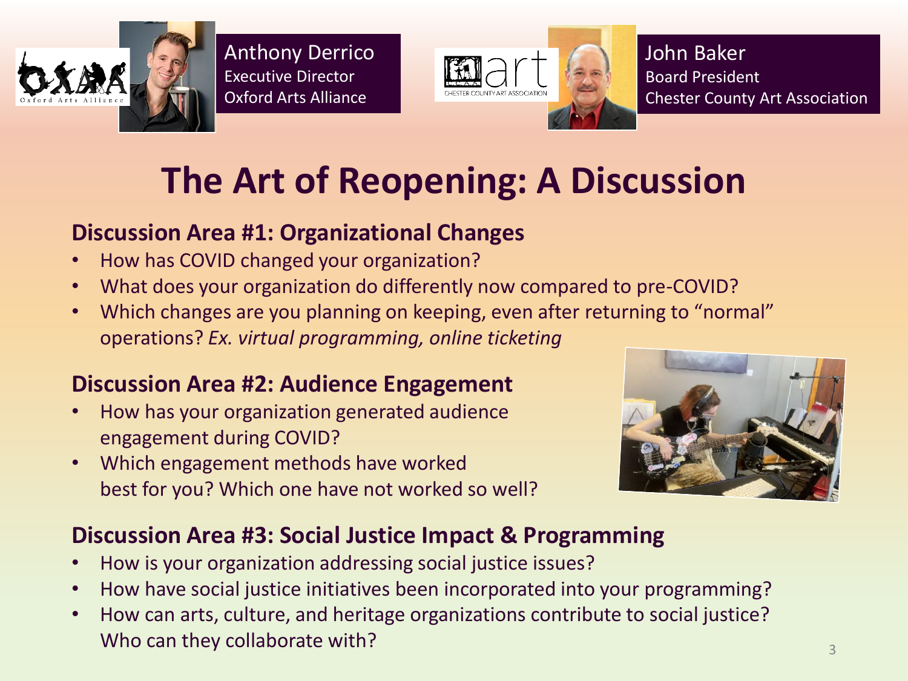Anthony Derrico
Executive Director
Oxford Arts Alliance

John Baker
Board President
Chester County Art Association

# The Art of Reopening: A Discussion

## Discussion Area #1: Organizational Changes

- How has COVID changed your organization?
- What does your organization do differently now compared to pre-COVID?
- Which changes are you planning on keeping, even after returning to "normal" operations? *Ex. virtual programming, online ticketing*

## Discussion Area #2: Audience Engagement

- How has your organization generated audience engagement during COVID?
- Which engagement methods have worked best for you? Which one have not worked so well?

## Discussion Area #3: Social Justice Impact & Programming

- How is your organization addressing social justice issues?
- How have social justice initiatives been incorporated into your programming?
- How can arts, culture, and heritage organizations contribute to social justice? Who can they collaborate with?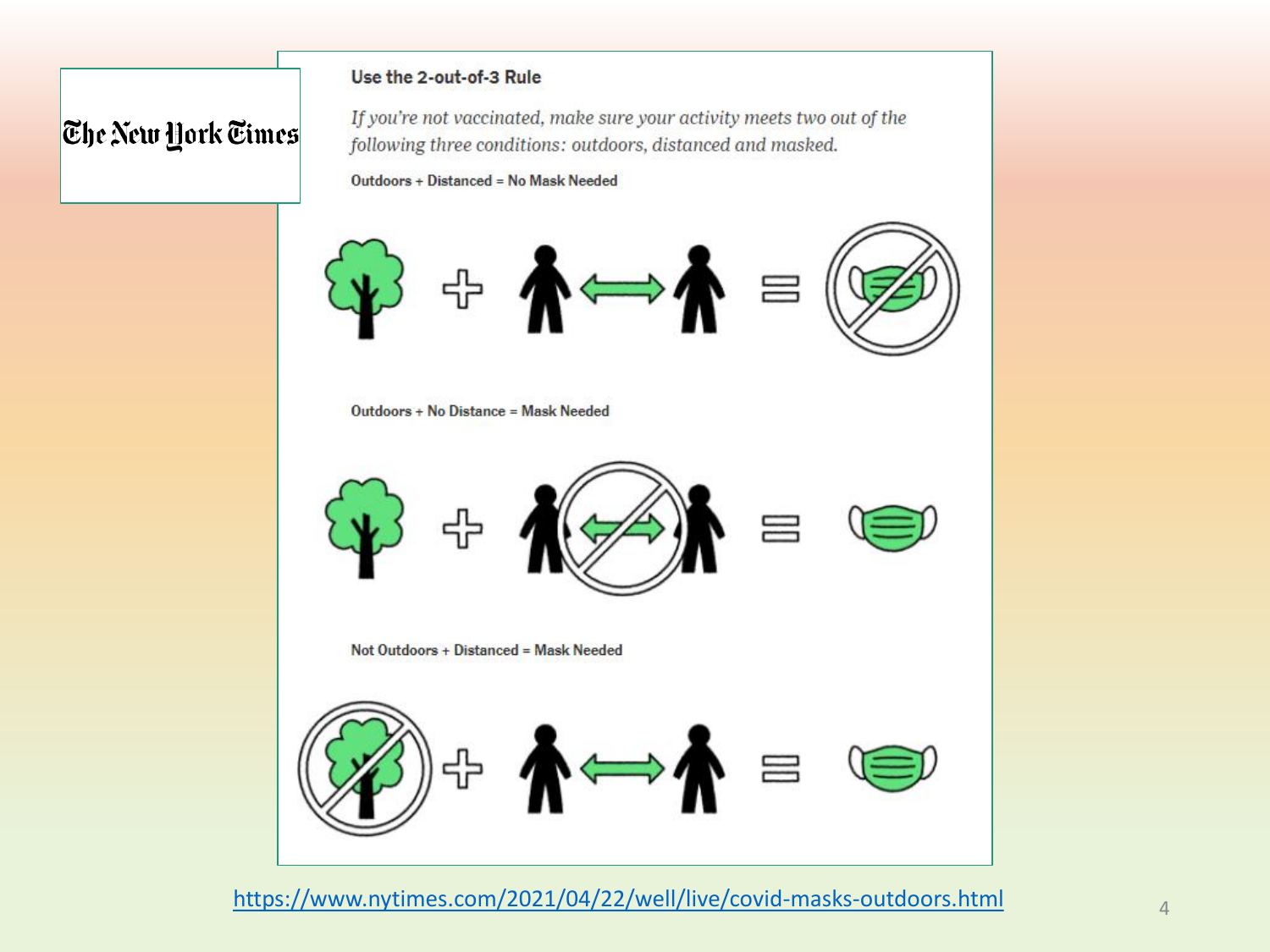The New York Times

**Use the 2-out-of-3 Rule**

*If you're not vaccinated, make sure your activity meets two out of the following three conditions: outdoors, distanced and masked.*

Outdoors + Distanced = No Mask Needed

Outdoors + No Distance = Mask Needed

Not Outdoors + Distanced = Mask Needed

https://www.nytimes.com/2021/04/22/well/live/covid-masks-outdoors.html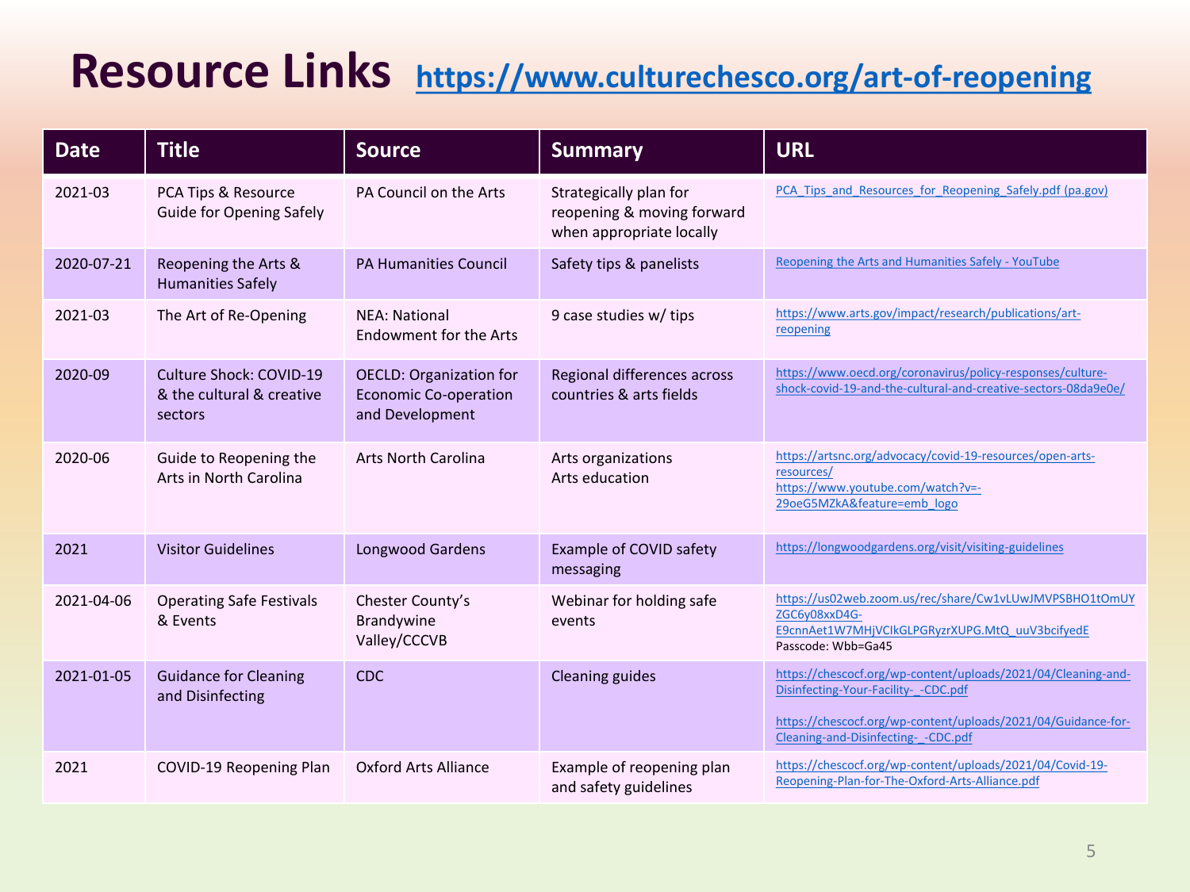# Resource Links https://www.culturechesco.org/art-of-reopening

| Date | Title | Source | Summary | URL |
|---|---|---|---|---|
| 2021-03 | PCA Tips & Resource Guide for Opening Safely | PA Council on the Arts | Strategically plan for reopening & moving forward when appropriate locally | PCA_Tips_and_Resources_for_Reopening_Safely.pdf (pa.gov) |
| 2020-07-21 | Reopening the Arts & Humanities Safely | PA Humanities Council | Safety tips & panelists | Reopening the Arts and Humanities Safely - YouTube |
| 2021-03 | The Art of Re-Opening | NEA: National Endowment for the Arts | 9 case studies w/ tips | https://www.arts.gov/impact/research/publications/art-reopening |
| 2020-09 | Culture Shock: COVID-19 & the cultural & creative sectors | OECLD: Organization for Economic Co-operation and Development | Regional differences across countries & arts fields | https://www.oecd.org/coronavirus/policy-responses/culture-shock-covid-19-and-the-cultural-and-creative-sectors-08da9e0e/ |
| 2020-06 | Guide to Reopening the Arts in North Carolina | Arts North Carolina | Arts organizations<br>Arts education | https://artsnc.org/advocacy/covid-19-resources/open-arts-resources/<br>https://www.youtube.com/watch?v=-29oeG5MZkA&feature=emb_logo |
| 2021 | Visitor Guidelines | Longwood Gardens | Example of COVID safety messaging | https://longwoodgardens.org/visit/visiting-guidelines |
| 2021-04-06 | Operating Safe Festivals & Events | Chester County's Brandywine Valley/CCCVB | Webinar for holding safe events | https://us02web.zoom.us/rec/share/Cw1vLUwJMVPSBHO1tOmUYZGC6y08xxD4G-E9cnnAet1W7MHjVCIkGLPGRyzrXUPG.MtQ_uuV3bcifyedE<br>Passcode: Wbb=Ga45 |
| 2021-01-05 | Guidance for Cleaning and Disinfecting | CDC | Cleaning guides | https://chescocf.org/wp-content/uploads/2021/04/Cleaning-and-Disinfecting-Your-Facility-_-CDC.pdf<br><br>https://chescocf.org/wp-content/uploads/2021/04/Guidance-for-Cleaning-and-Disinfecting-_-CDC.pdf |
| 2021 | COVID-19 Reopening Plan | Oxford Arts Alliance | Example of reopening plan and safety guidelines | https://chescocf.org/wp-content/uploads/2021/04/Covid-19-Reopening-Plan-for-The-Oxford-Arts-Alliance.pdf |